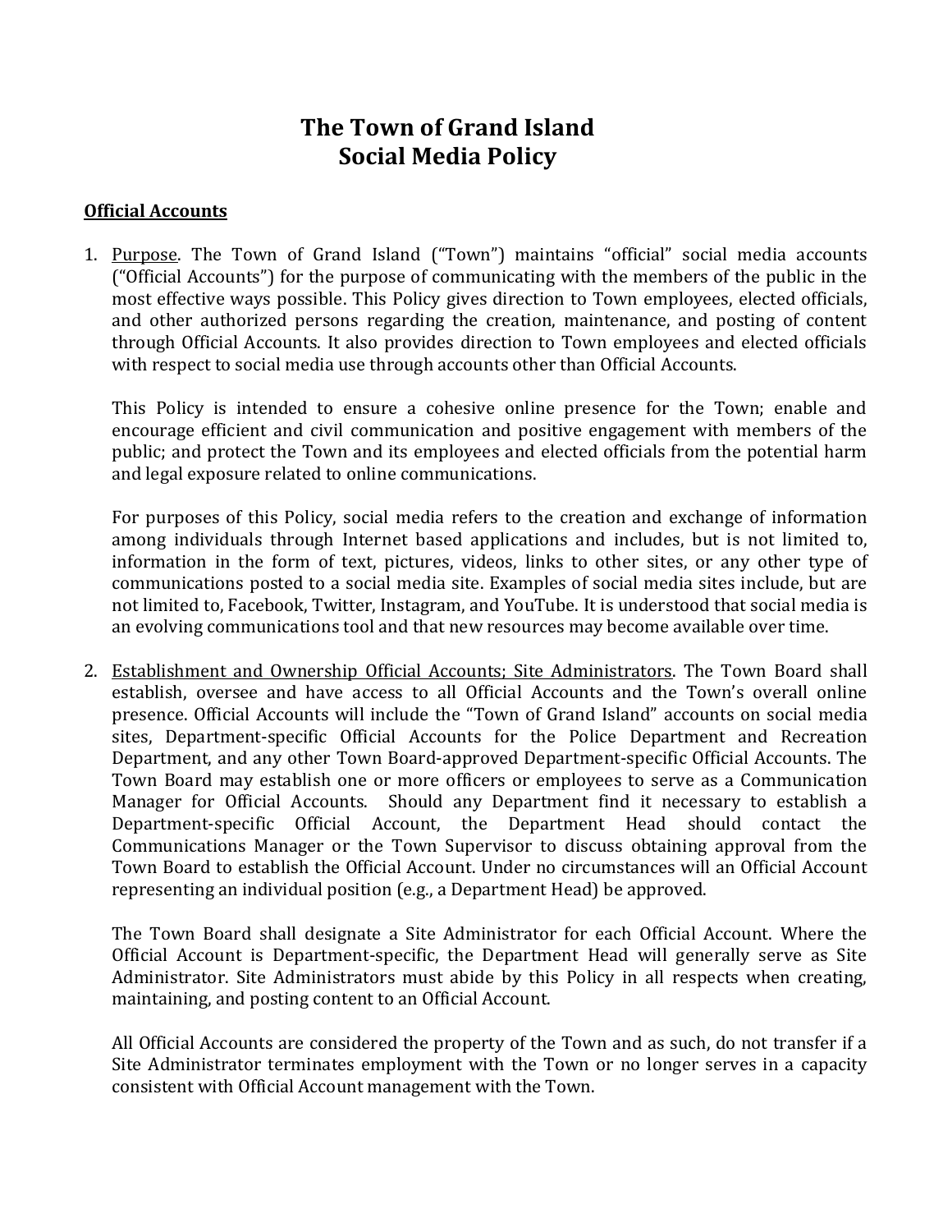# The Town of Grand Island
# Social Media Policy

**Official Accounts**

1. Purpose. The Town of Grand Island ("Town") maintains "official" social media accounts ("Official Accounts") for the purpose of communicating with the members of the public in the most effective ways possible. This Policy gives direction to Town employees, elected officials, and other authorized persons regarding the creation, maintenance, and posting of content through Official Accounts. It also provides direction to Town employees and elected officials with respect to social media use through accounts other than Official Accounts.

   This Policy is intended to ensure a cohesive online presence for the Town; enable and encourage efficient and civil communication and positive engagement with members of the public; and protect the Town and its employees and elected officials from the potential harm and legal exposure related to online communications.

   For purposes of this Policy, social media refers to the creation and exchange of information among individuals through Internet based applications and includes, but is not limited to, information in the form of text, pictures, videos, links to other sites, or any other type of communications posted to a social media site. Examples of social media sites include, but are not limited to, Facebook, Twitter, Instagram, and YouTube. It is understood that social media is an evolving communications tool and that new resources may become available over time.

2. Establishment and Ownership Official Accounts; Site Administrators. The Town Board shall establish, oversee and have access to all Official Accounts and the Town's overall online presence. Official Accounts will include the "Town of Grand Island" accounts on social media sites, Department-specific Official Accounts for the Police Department and Recreation Department, and any other Town Board-approved Department-specific Official Accounts. The Town Board may establish one or more officers or employees to serve as a Communication Manager for Official Accounts. Should any Department find it necessary to establish a Department-specific Official Account, the Department Head should contact the Communications Manager or the Town Supervisor to discuss obtaining approval from the Town Board to establish the Official Account. Under no circumstances will an Official Account representing an individual position (e.g., a Department Head) be approved.

   The Town Board shall designate a Site Administrator for each Official Account. Where the Official Account is Department-specific, the Department Head will generally serve as Site Administrator. Site Administrators must abide by this Policy in all respects when creating, maintaining, and posting content to an Official Account.

   All Official Accounts are considered the property of the Town and as such, do not transfer if a Site Administrator terminates employment with the Town or no longer serves in a capacity consistent with Official Account management with the Town.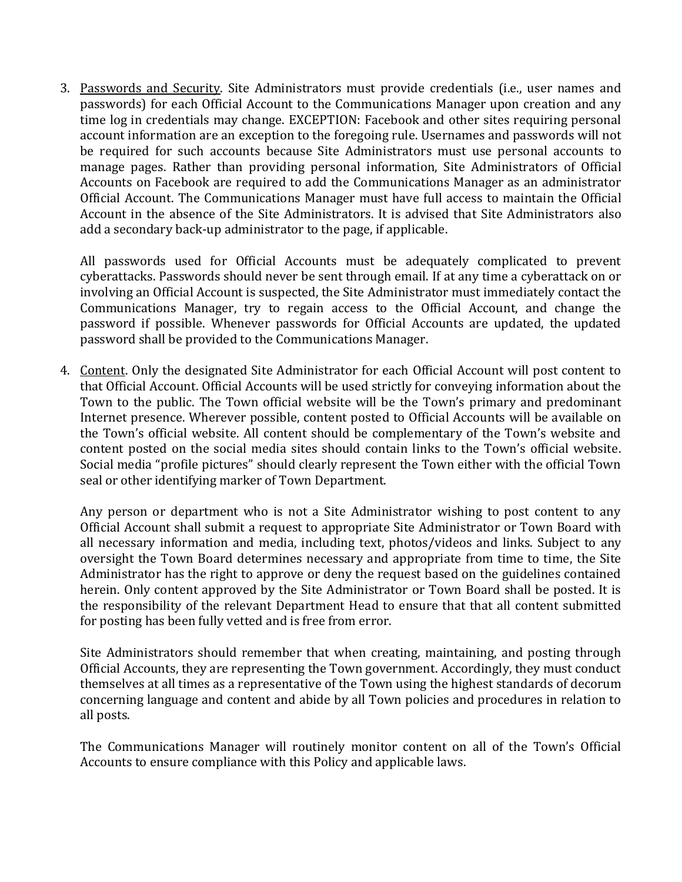3. <u>Passwords and Security</u>. Site Administrators must provide credentials (i.e., user names and passwords) for each Official Account to the Communications Manager upon creation and any time log in credentials may change. EXCEPTION: Facebook and other sites requiring personal account information are an exception to the foregoing rule. Usernames and passwords will not be required for such accounts because Site Administrators must use personal accounts to manage pages. Rather than providing personal information, Site Administrators of Official Accounts on Facebook are required to add the Communications Manager as an administrator Official Account. The Communications Manager must have full access to maintain the Official Account in the absence of the Site Administrators. It is advised that Site Administrators also add a secondary back-up administrator to the page, if applicable.

   All passwords used for Official Accounts must be adequately complicated to prevent cyberattacks. Passwords should never be sent through email. If at any time a cyberattack on or involving an Official Account is suspected, the Site Administrator must immediately contact the Communications Manager, try to regain access to the Official Account, and change the password if possible. Whenever passwords for Official Accounts are updated, the updated password shall be provided to the Communications Manager.

4. <u>Content</u>. Only the designated Site Administrator for each Official Account will post content to that Official Account. Official Accounts will be used strictly for conveying information about the Town to the public. The Town official website will be the Town's primary and predominant Internet presence. Wherever possible, content posted to Official Accounts will be available on the Town's official website. All content should be complementary of the Town's website and content posted on the social media sites should contain links to the Town's official website. Social media "profile pictures" should clearly represent the Town either with the official Town seal or other identifying marker of Town Department.

   Any person or department who is not a Site Administrator wishing to post content to any Official Account shall submit a request to appropriate Site Administrator or Town Board with all necessary information and media, including text, photos/videos and links. Subject to any oversight the Town Board determines necessary and appropriate from time to time, the Site Administrator has the right to approve or deny the request based on the guidelines contained herein. Only content approved by the Site Administrator or Town Board shall be posted. It is the responsibility of the relevant Department Head to ensure that that all content submitted for posting has been fully vetted and is free from error.

   Site Administrators should remember that when creating, maintaining, and posting through Official Accounts, they are representing the Town government. Accordingly, they must conduct themselves at all times as a representative of the Town using the highest standards of decorum concerning language and content and abide by all Town policies and procedures in relation to all posts.

   The Communications Manager will routinely monitor content on all of the Town's Official Accounts to ensure compliance with this Policy and applicable laws.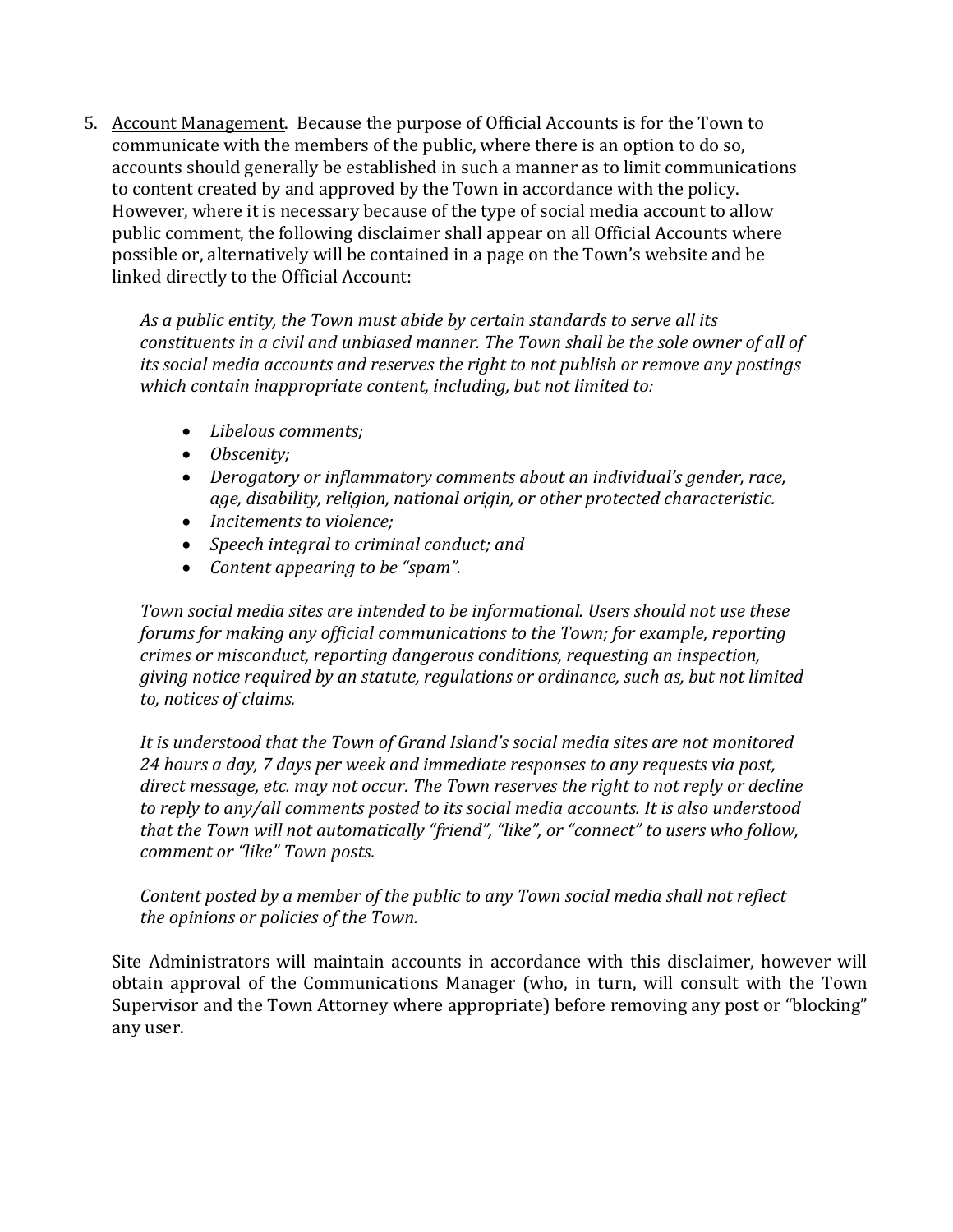5. <u>Account Management</u>. Because the purpose of Official Accounts is for the Town to communicate with the members of the public, where there is an option to do so, accounts should generally be established in such a manner as to limit communications to content created by and approved by the Town in accordance with the policy. However, where it is necessary because of the type of social media account to allow public comment, the following disclaimer shall appear on all Official Accounts where possible or, alternatively will be contained in a page on the Town's website and be linked directly to the Official Account:

   *As a public entity, the Town must abide by certain standards to serve all its constituents in a civil and unbiased manner. The Town shall be the sole owner of all of its social media accounts and reserves the right to not publish or remove any postings which contain inappropriate content, including, but not limited to:*

   - *Libelous comments;*
   - *Obscenity;*
   - *Derogatory or inflammatory comments about an individual's gender, race, age, disability, religion, national origin, or other protected characteristic.*
   - *Incitements to violence;*
   - *Speech integral to criminal conduct; and*
   - *Content appearing to be "spam".*

   *Town social media sites are intended to be informational. Users should not use these forums for making any official communications to the Town; for example, reporting crimes or misconduct, reporting dangerous conditions, requesting an inspection, giving notice required by an statute, regulations or ordinance, such as, but not limited to, notices of claims.*

   *It is understood that the Town of Grand Island's social media sites are not monitored 24 hours a day, 7 days per week and immediate responses to any requests via post, direct message, etc. may not occur. The Town reserves the right to not reply or decline to reply to any/all comments posted to its social media accounts. It is also understood that the Town will not automatically "friend", "like", or "connect" to users who follow, comment or "like" Town posts.*

   *Content posted by a member of the public to any Town social media shall not reflect the opinions or policies of the Town.*

   Site Administrators will maintain accounts in accordance with this disclaimer, however will obtain approval of the Communications Manager (who, in turn, will consult with the Town Supervisor and the Town Attorney where appropriate) before removing any post or "blocking" any user.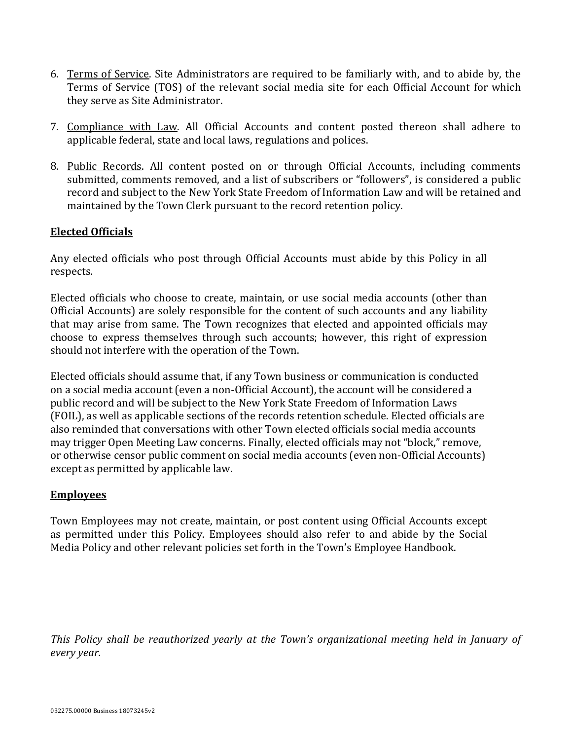6. Terms of Service. Site Administrators are required to be familiarly with, and to abide by, the Terms of Service (TOS) of the relevant social media site for each Official Account for which they serve as Site Administrator.

7. Compliance with Law. All Official Accounts and content posted thereon shall adhere to applicable federal, state and local laws, regulations and polices.

8. Public Records. All content posted on or through Official Accounts, including comments submitted, comments removed, and a list of subscribers or "followers", is considered a public record and subject to the New York State Freedom of Information Law and will be retained and maintained by the Town Clerk pursuant to the record retention policy.

**Elected Officials**

Any elected officials who post through Official Accounts must abide by this Policy in all respects.

Elected officials who choose to create, maintain, or use social media accounts (other than Official Accounts) are solely responsible for the content of such accounts and any liability that may arise from same. The Town recognizes that elected and appointed officials may choose to express themselves through such accounts; however, this right of expression should not interfere with the operation of the Town.

Elected officials should assume that, if any Town business or communication is conducted on a social media account (even a non-Official Account), the account will be considered a public record and will be subject to the New York State Freedom of Information Laws (FOIL), as well as applicable sections of the records retention schedule. Elected officials are also reminded that conversations with other Town elected officials social media accounts may trigger Open Meeting Law concerns. Finally, elected officials may not "block," remove, or otherwise censor public comment on social media accounts (even non-Official Accounts) except as permitted by applicable law.

**Employees**

Town Employees may not create, maintain, or post content using Official Accounts except as permitted under this Policy. Employees should also refer to and abide by the Social Media Policy and other relevant policies set forth in the Town's Employee Handbook.

*This Policy shall be reauthorized yearly at the Town's organizational meeting held in January of every year.*

032275.00000 Business 18073245v2